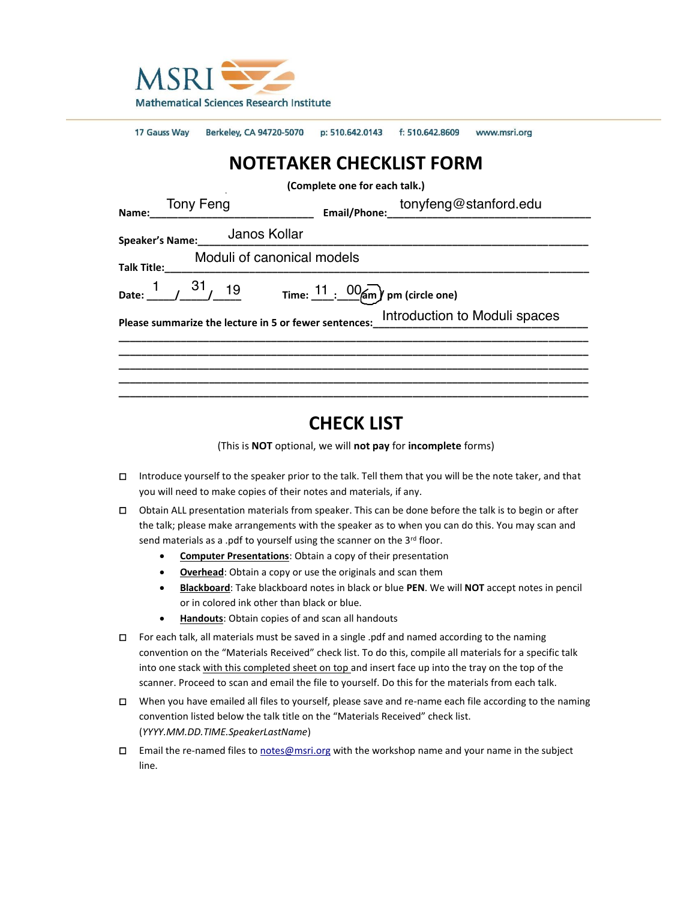MSRI
Mathematical Sciences Research Institute

17 Gauss Way     Berkeley, CA 94720-5070     p: 510.642.0143     f: 510.642.8609     www.msri.org

# NOTETAKER CHECKLIST FORM

**(Complete one for each talk.)**

**Name:** Tony Feng     **Email/Phone:** tonyfeng@stanford.edu

**Speaker's Name:** Janos Kollar

**Talk Title:** Moduli of canonical models

**Date:** 1 / 31 / 19     **Time:** 11 : 00 (am) / pm (circle one)

**Please summarize the lecture in 5 or fewer sentences:** Introduction to Moduli spaces

# CHECK LIST

(This is **NOT** optional, we will **not pay** for **incomplete** forms)

- ☐ Introduce yourself to the speaker prior to the talk. Tell them that you will be the note taker, and that you will need to make copies of their notes and materials, if any.
- ☐ Obtain ALL presentation materials from speaker. This can be done before the talk is to begin or after the talk; please make arrangements with the speaker as to when you can do this. You may scan and send materials as a .pdf to yourself using the scanner on the 3rd floor.
  - **Computer Presentations**: Obtain a copy of their presentation
  - **Overhead**: Obtain a copy or use the originals and scan them
  - **Blackboard**: Take blackboard notes in black or blue **PEN**. We will **NOT** accept notes in pencil or in colored ink other than black or blue.
  - **Handouts**: Obtain copies of and scan all handouts
- ☐ For each talk, all materials must be saved in a single .pdf and named according to the naming convention on the "Materials Received" check list. To do this, compile all materials for a specific talk into one stack with this completed sheet on top and insert face up into the tray on the top of the scanner. Proceed to scan and email the file to yourself. Do this for the materials from each talk.
- ☐ When you have emailed all files to yourself, please save and re-name each file according to the naming convention listed below the talk title on the "Materials Received" check list. (*YYYY.MM.DD.TIME.SpeakerLastName*)
- ☐ Email the re-named files to notes@msri.org with the workshop name and your name in the subject line.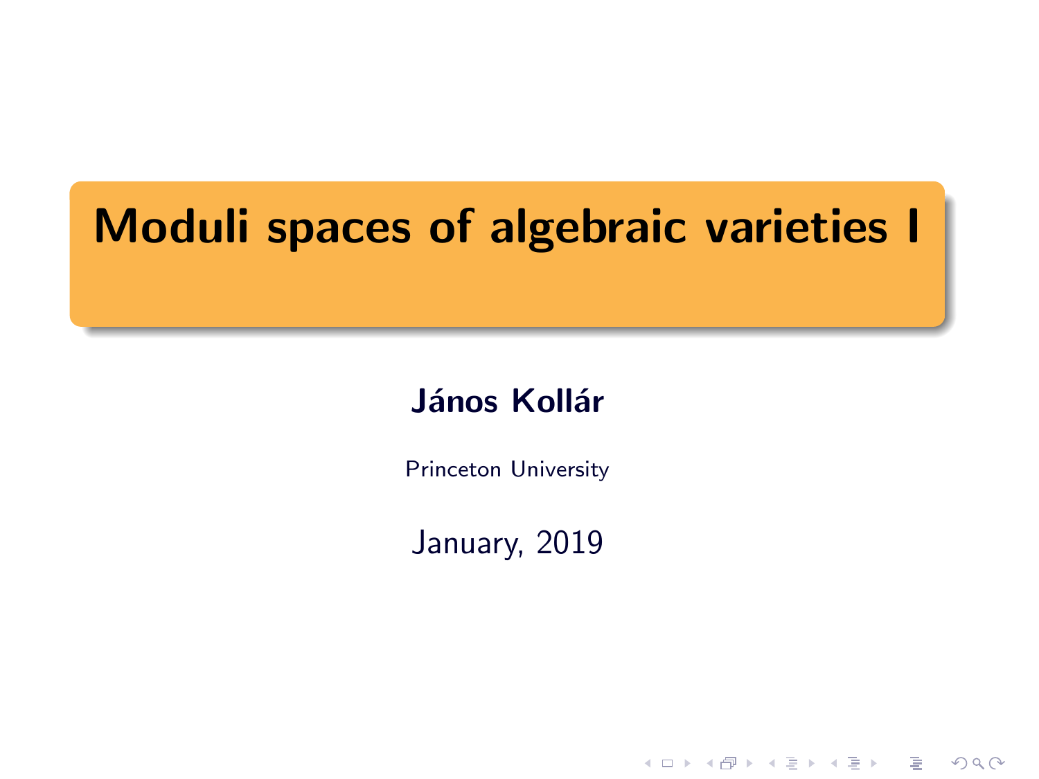# Moduli spaces of algebraic varieties I

**János Kollár**

Princeton University

January, 2019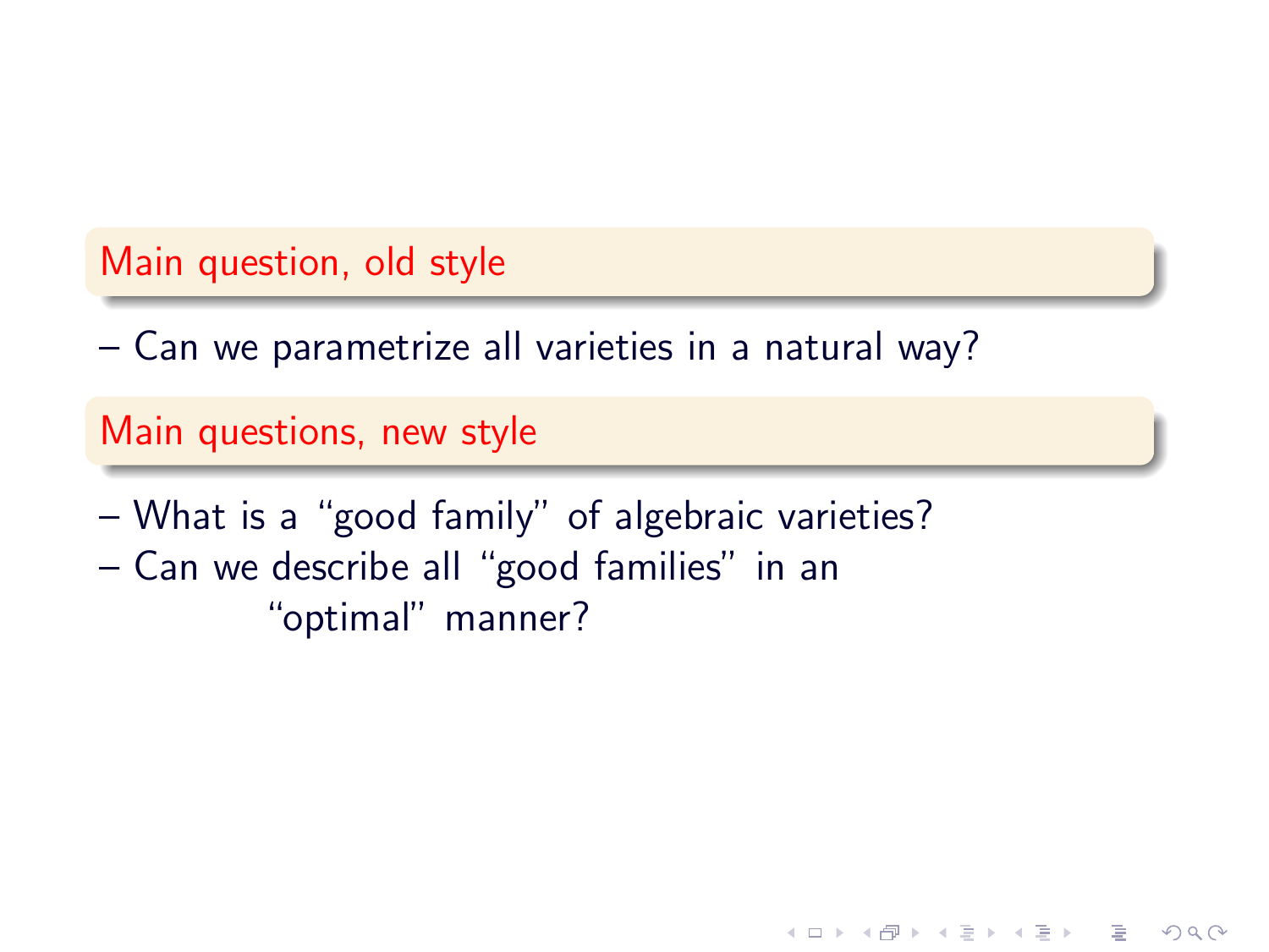### Main question, old style

– Can we parametrize all varieties in a natural way?

### Main questions, new style

– What is a “good family” of algebraic varieties?

– Can we describe all “good families” in an “optimal” manner?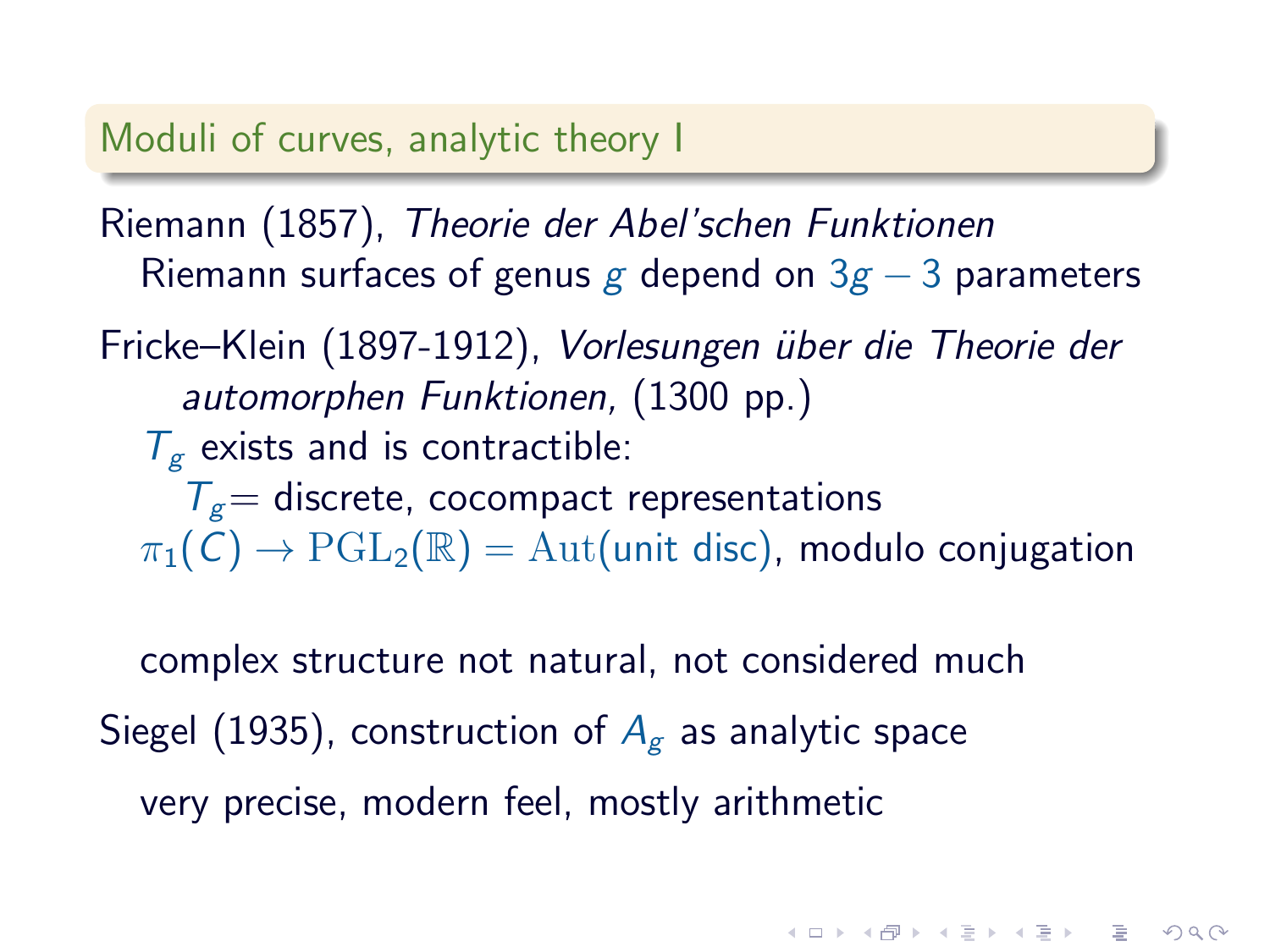## Moduli of curves, analytic theory I

Riemann (1857), *Theorie der Abel'schen Funktionen*

Riemann surfaces of genus $g$ depend on $3g-3$ parameters

Fricke–Klein (1897-1912), *Vorlesungen über die Theorie der automorphen Funktionen,* (1300 pp.)

$T_g$ exists and is contractible:

$T_g=$ discrete, cocompact representations $\pi_1(C) \to \mathrm{PGL}_2(\mathbb{R}) = \mathrm{Aut}(\text{unit disc})$, modulo conjugation

complex structure not natural, not considered much

Siegel (1935), construction of $A_g$ as analytic space

very precise, modern feel, mostly arithmetic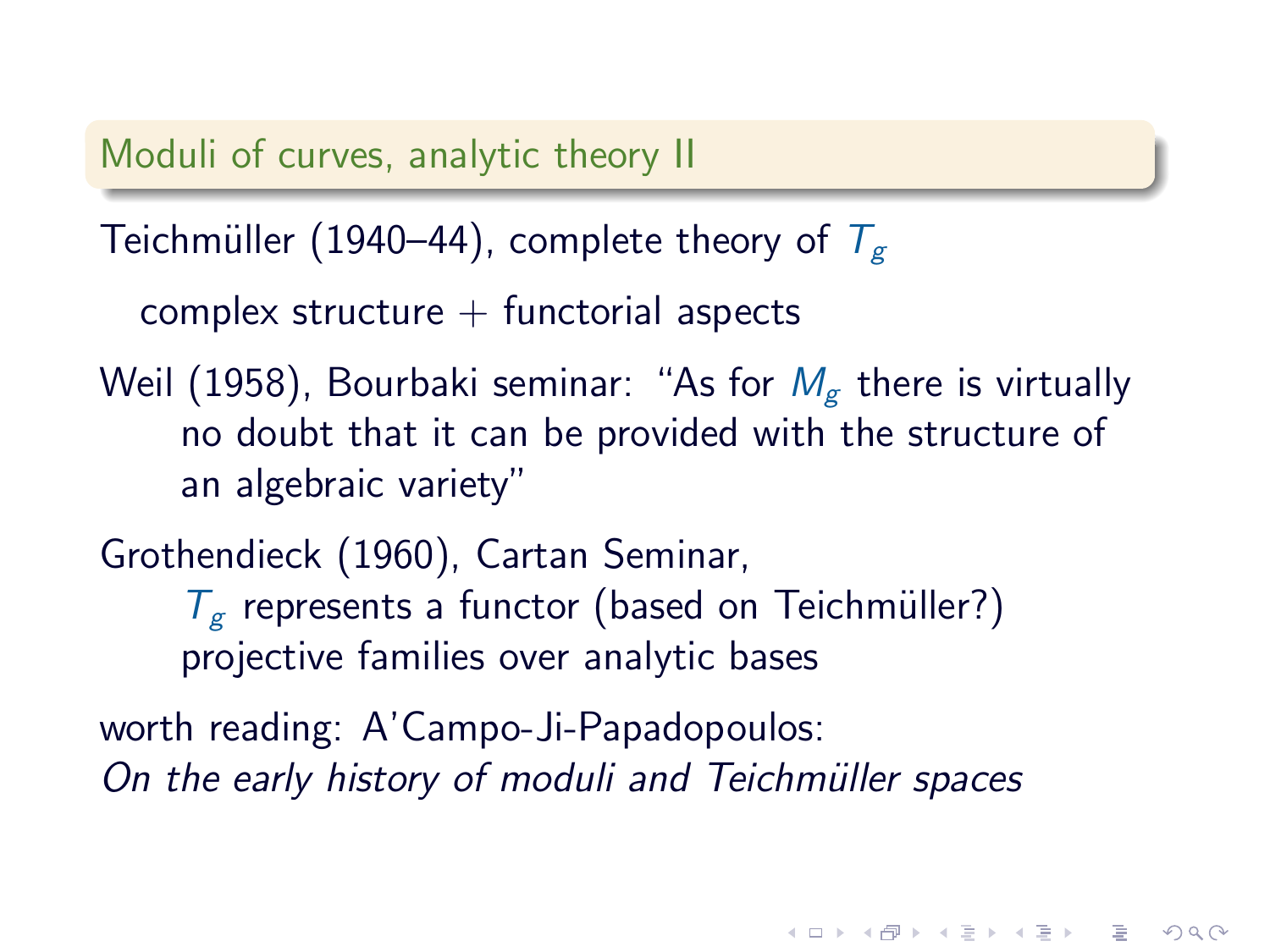## Moduli of curves, analytic theory II

Teichmüller (1940–44), complete theory of $T_g$

complex structure + functorial aspects

Weil (1958), Bourbaki seminar: "As for $M_g$ there is virtually no doubt that it can be provided with the structure of an algebraic variety"

Grothendieck (1960), Cartan Seminar,
$T_g$ represents a functor (based on Teichmüller?)
projective families over analytic bases

worth reading: A'Campo-Ji-Papadopoulos:
*On the early history of moduli and Teichmüller spaces*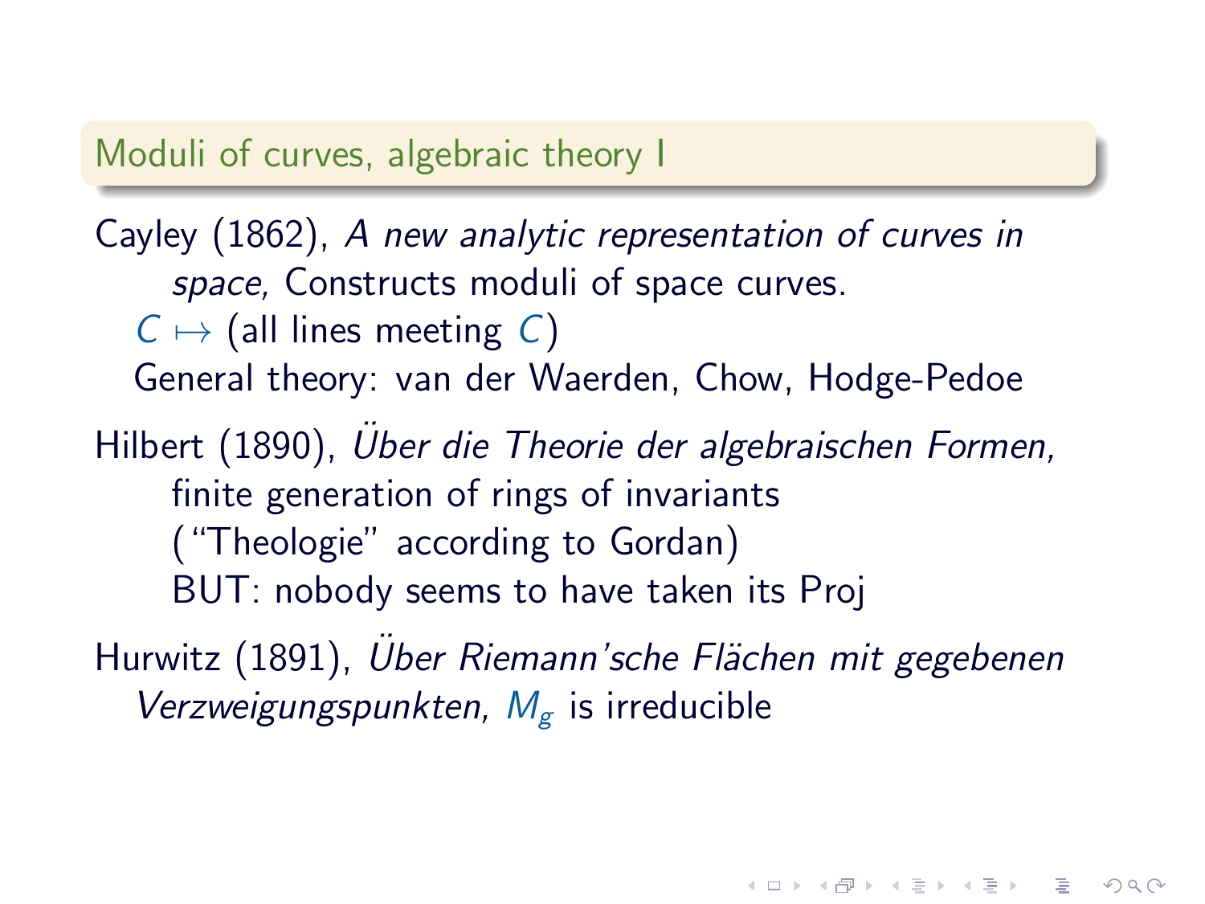## Moduli of curves, algebraic theory I

Cayley (1862), *A new analytic representation of curves in space,* Constructs moduli of space curves.

$C \mapsto$ (all lines meeting $C$)

General theory: van der Waerden, Chow, Hodge-Pedoe

Hilbert (1890), *Über die Theorie der algebraischen Formen,* finite generation of rings of invariants ("Theologie" according to Gordan)
BUT: nobody seems to have taken its Proj

Hurwitz (1891), *Über Riemann'sche Flächen mit gegebenen Verzweigungspunkten,* $M_g$ is irreducible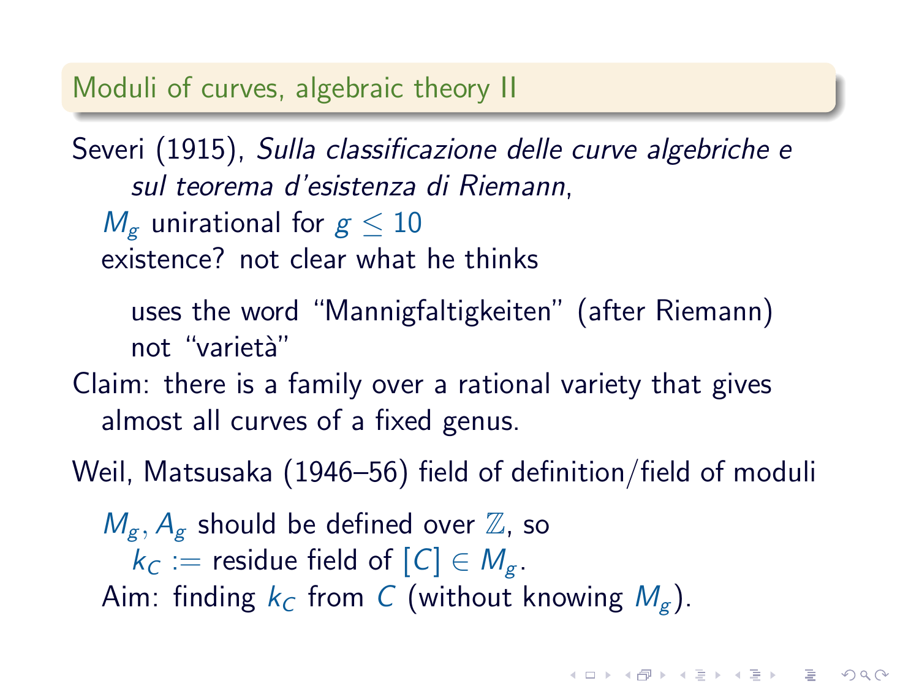## Moduli of curves, algebraic theory II

Severi (1915), *Sulla classificazione delle curve algebriche e sul teorema d'esistenza di Riemann*,

- $M_g$ unirational for $g \leq 10$
- existence? not clear what he thinks
  - uses the word "Mannigfaltigkeiten" (after Riemann) not "varietà"

Claim: there is a family over a rational variety that gives almost all curves of a fixed genus.

Weil, Matsusaka (1946–56) field of definition/field of moduli

- $M_g, A_g$ should be defined over $\mathbb{Z}$, so
  - $k_C :=$ residue field of $[C] \in M_g$.
- Aim: finding $k_C$ from $C$ (without knowing $M_g$).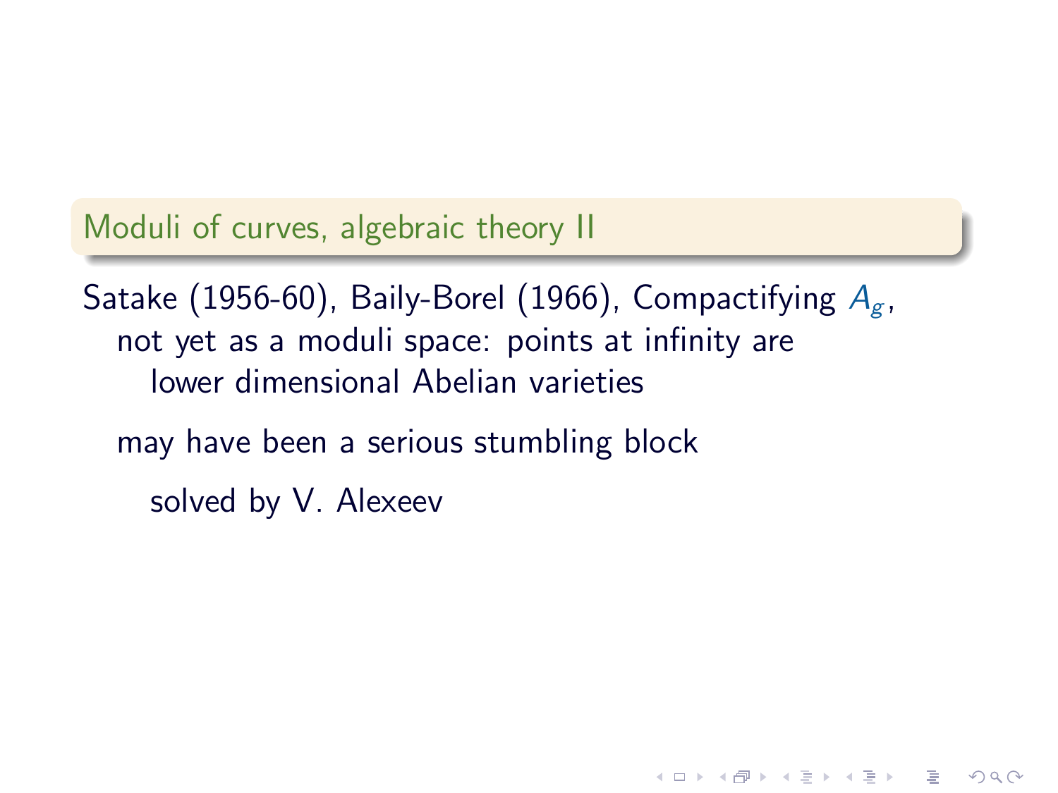## Moduli of curves, algebraic theory II

Satake (1956-60), Baily-Borel (1966), Compactifying $A_g$,

not yet as a moduli space: points at infinity are
lower dimensional Abelian varieties

may have been a serious stumbling block

solved by V. Alexeev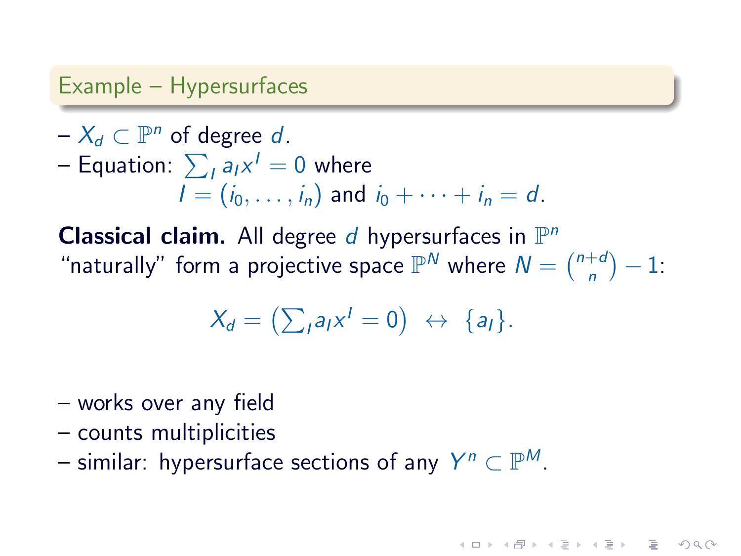## Example – Hypersurfaces

- $X_d \subset \mathbb{P}^n$ of degree $d$.
- Equation: $\sum_I a_I x^I = 0$ where $I = (i_0, \dots, i_n)$ and $i_0 + \cdots + i_n = d$.

**Classical claim.** All degree $d$ hypersurfaces in $\mathbb{P}^n$ "naturally" form a projective space $\mathbb{P}^N$ where $N = \binom{n+d}{n} - 1$:

$$X_d = \left(\sum_I a_I x^I = 0\right) \leftrightarrow \{a_I\}.$$

- works over any field
- counts multiplicities
- similar: hypersurface sections of any $Y^n \subset \mathbb{P}^M$.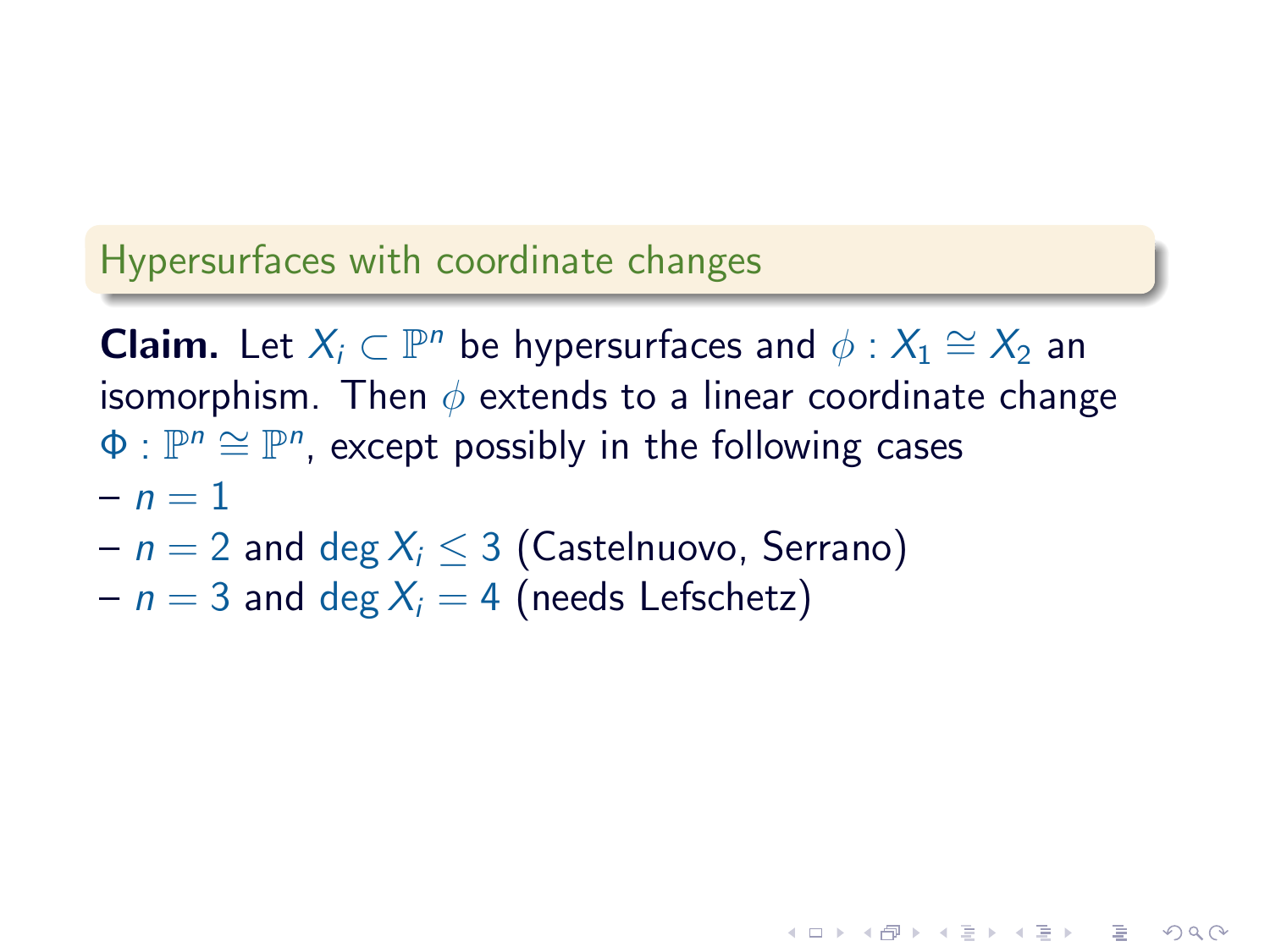## Hypersurfaces with coordinate changes

**Claim.** Let $X_i \subset \mathbb{P}^n$ be hypersurfaces and $\phi : X_1 \cong X_2$ an isomorphism. Then $\phi$ extends to a linear coordinate change $\Phi : \mathbb{P}^n \cong \mathbb{P}^n$, except possibly in the following cases

- $n = 1$
- $n = 2$ and $\deg X_i \leq 3$ (Castelnuovo, Serrano)
- $n = 3$ and $\deg X_i = 4$ (needs Lefschetz)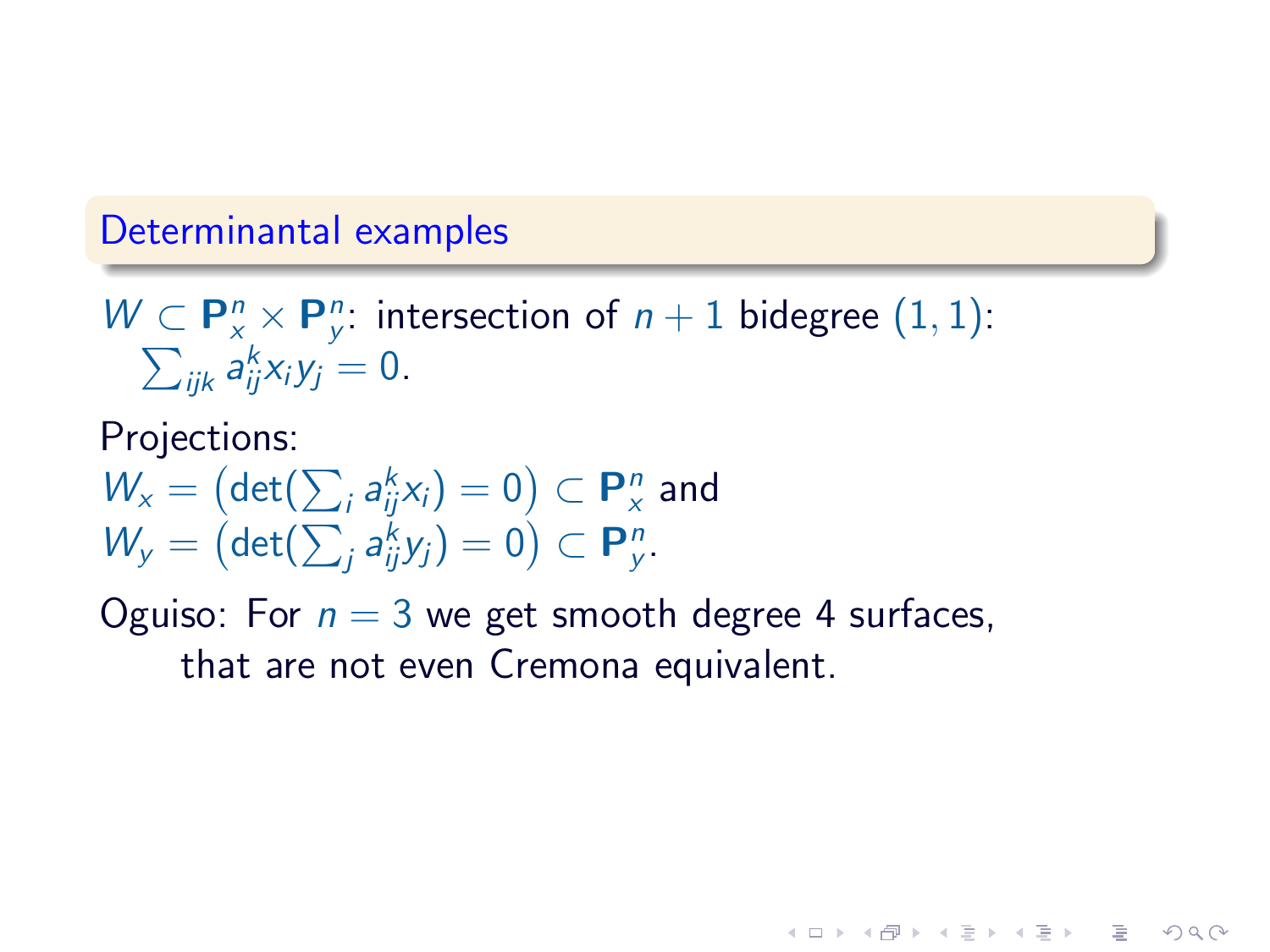## Determinantal examples

$W \subset \mathbf{P}^n_x \times \mathbf{P}^n_y$: intersection of $n+1$ bidegree $(1,1)$:
$\sum_{ijk} a^k_{ij} x_i y_j = 0$.

Projections:
$W_x = \big(\det(\sum_i a^k_{ij} x_i) = 0\big) \subset \mathbf{P}^n_x$ and
$W_y = \big(\det(\sum_j a^k_{ij} y_j) = 0\big) \subset \mathbf{P}^n_y$.

Oguiso: For $n = 3$ we get smooth degree 4 surfaces,
that are not even Cremona equivalent.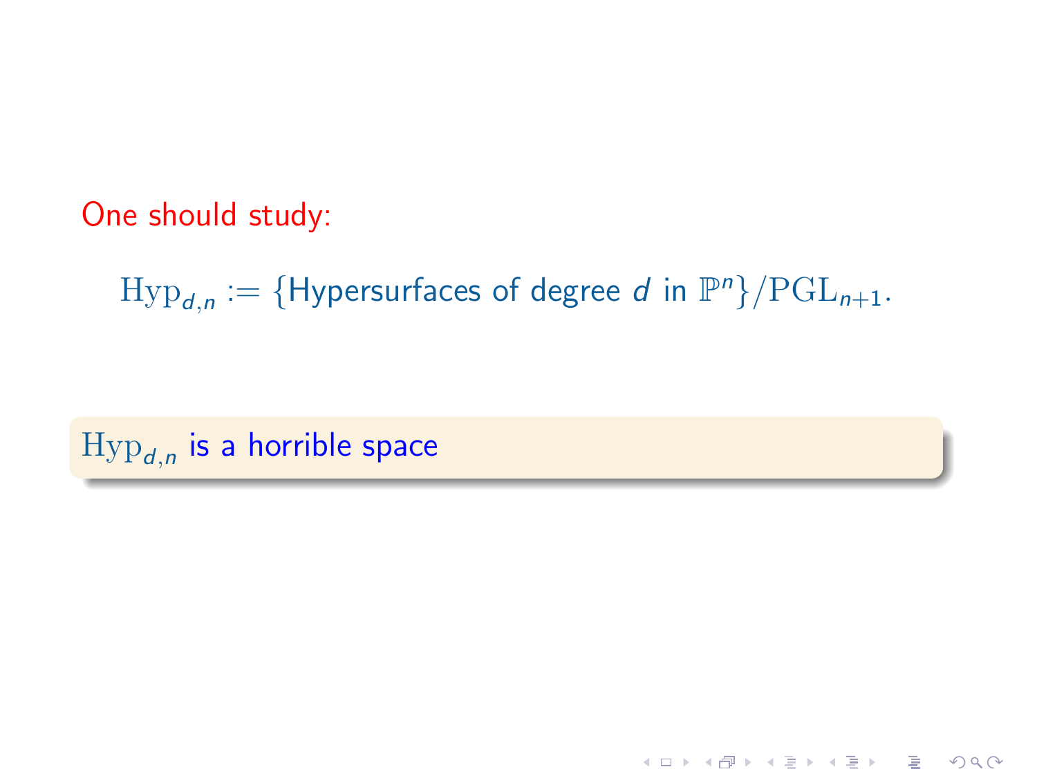One should study:

$$\mathrm{Hyp}_{d,n} := \{\text{Hypersurfaces of degree } d \text{ in } \mathbb{P}^n\}/\mathrm{PGL}_{n+1}.$$

$\mathrm{Hyp}_{d,n}$ is a horrible space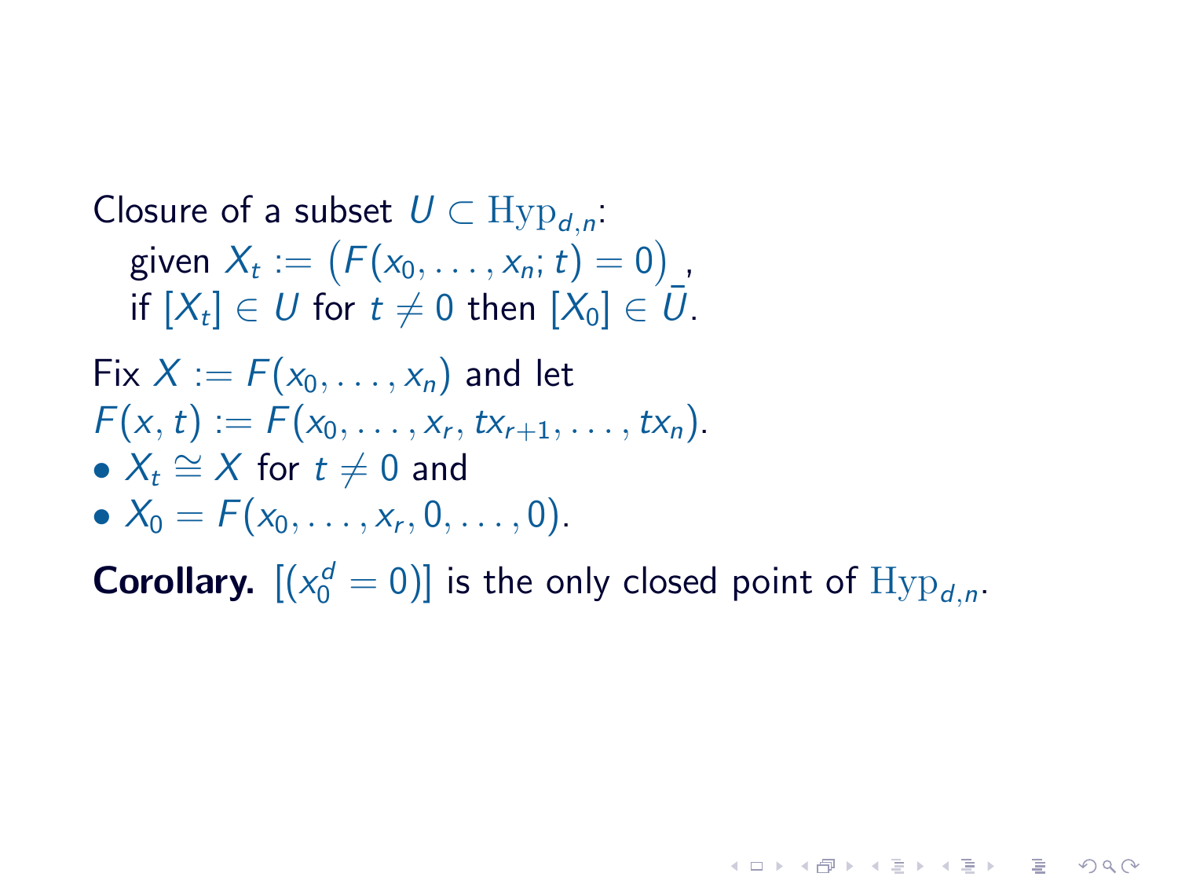Closure of a subset $U \subset \mathrm{Hyp}_{d,n}$:

given $X_t := \big(F(x_0, \dots, x_n; t) = 0\big)$,

if $[X_t] \in U$ for $t \neq 0$ then $[X_0] \in \bar{U}$.

Fix $X := F(x_0, \dots, x_n)$ and let $F(x, t) := F(x_0, \dots, x_r, tx_{r+1}, \dots, tx_n)$.

- $X_t \cong X$ for $t \neq 0$ and
- $X_0 = F(x_0, \dots, x_r, 0, \dots, 0)$.

**Corollary.** $[(x_0^d = 0)]$ is the only closed point of $\mathrm{Hyp}_{d,n}$.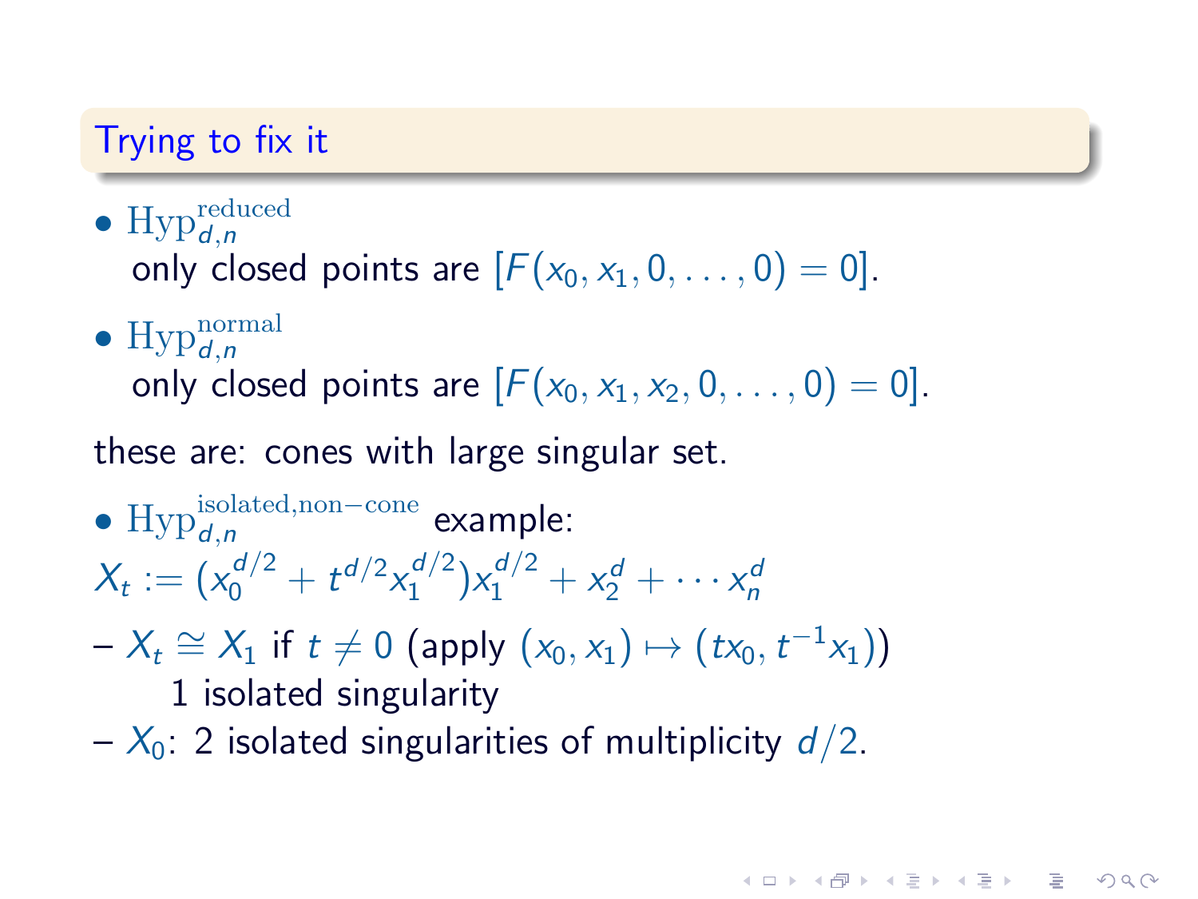## Trying to fix it

- $\mathrm{Hyp}^{\mathrm{reduced}}_{d,n}$
  only closed points are $[F(x_0, x_1, 0, \ldots, 0) = 0]$.
- $\mathrm{Hyp}^{\mathrm{normal}}_{d,n}$
  only closed points are $[F(x_0, x_1, x_2, 0, \ldots, 0) = 0]$.

these are: cones with large singular set.

- $\mathrm{Hyp}^{\mathrm{isolated,non-cone}}_{d,n}$ example:

$X_t := (x_0^{d/2} + t^{d/2} x_1^{d/2}) x_1^{d/2} + x_2^d + \cdots x_n^d$

- $X_t \cong X_1$ if $t \neq 0$ (apply $(x_0, x_1) \mapsto (tx_0, t^{-1}x_1)$)
  1 isolated singularity
- $X_0$: 2 isolated singularities of multiplicity $d/2$.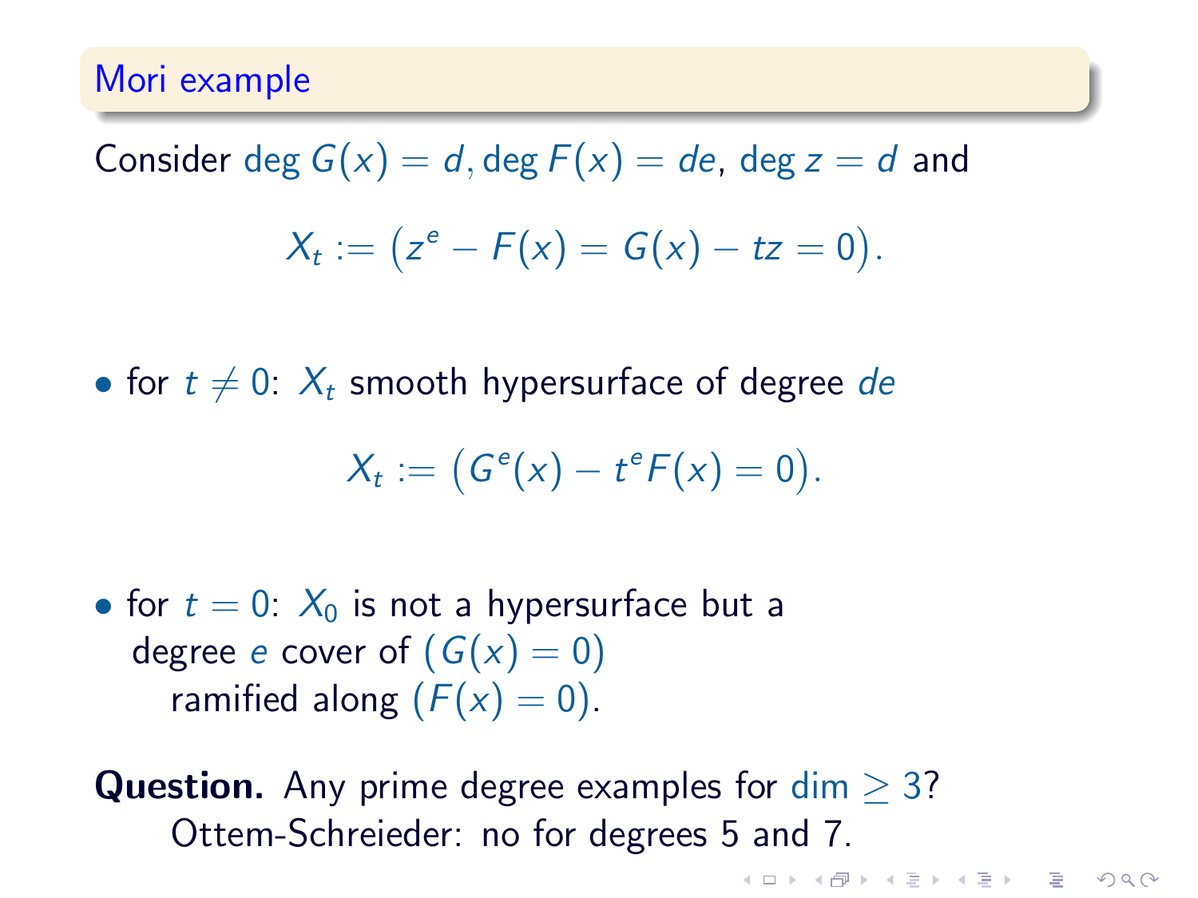## Mori example

Consider $\deg G(x) = d, \deg F(x) = de$, $\deg z = d$ and

$$X_t := \big(z^e - F(x) = G(x) - tz = 0\big).$$

- for $t \neq 0$: $X_t$ smooth hypersurface of degree $de$

$$X_t := \big(G^e(x) - t^e F(x) = 0\big).$$

- for $t = 0$: $X_0$ is not a hypersurface but a degree $e$ cover of $(G(x) = 0)$ ramified along $(F(x) = 0)$.

**Question.** Any prime degree examples for $\dim \geq 3$?
Ottem-Schreieder: no for degrees 5 and 7.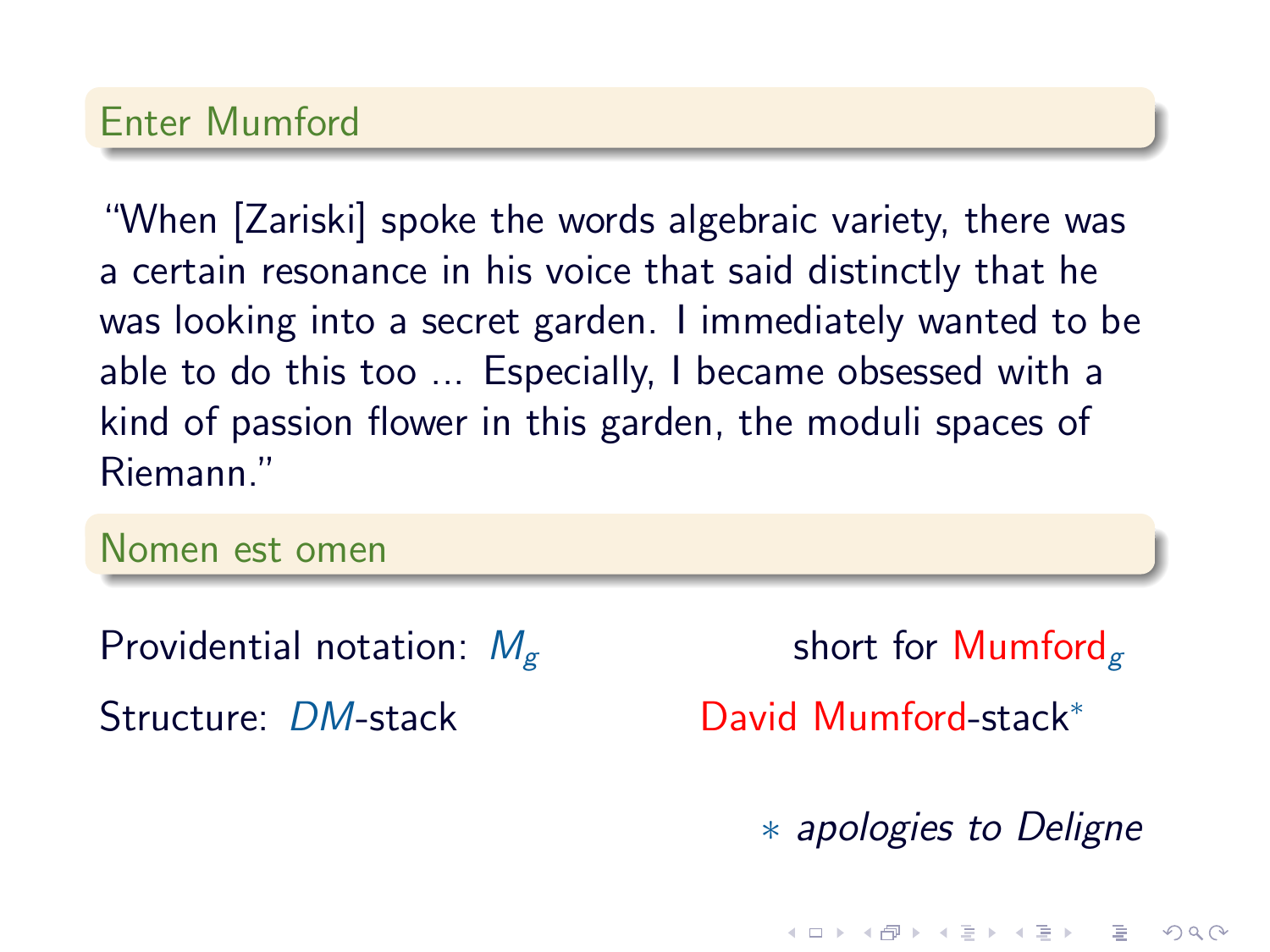## Enter Mumford

“When [Zariski] spoke the words algebraic variety, there was a certain resonance in his voice that said distinctly that he was looking into a secret garden. I immediately wanted to be able to do this too ... Especially, I became obsessed with a kind of passion flower in this garden, the moduli spaces of Riemann.”

## Nomen est omen

Providential notation: $M_g$ short for Mumford$_g$

Structure: $DM$-stack David Mumford-stack*

\* *apologies to Deligne*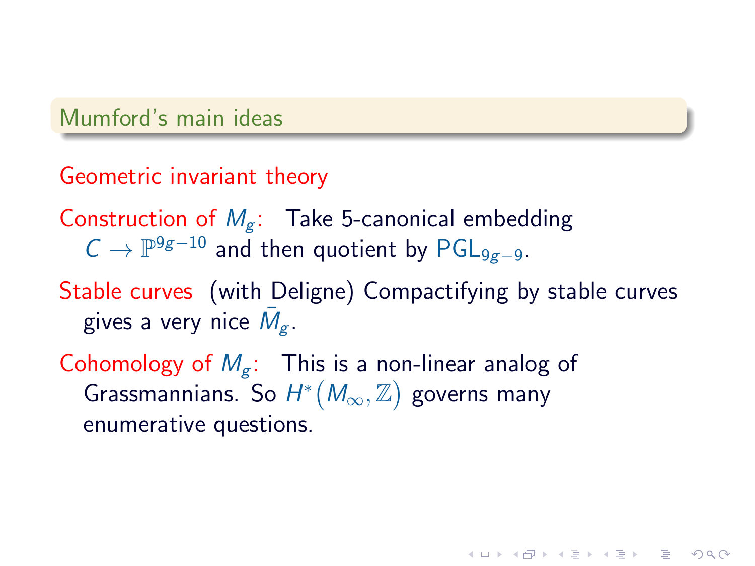## Mumford's main ideas

**Geometric invariant theory**

**Construction of $M_g$:** Take 5-canonical embedding $C \to \mathbb{P}^{9g-10}$ and then quotient by $\mathrm{PGL}_{9g-9}$.

**Stable curves** (with Deligne) Compactifying by stable curves gives a very nice $\bar{M}_g$.

**Cohomology of $M_g$:** This is a non-linear analog of Grassmannians. So $H^*(M_\infty, \mathbb{Z})$ governs many enumerative questions.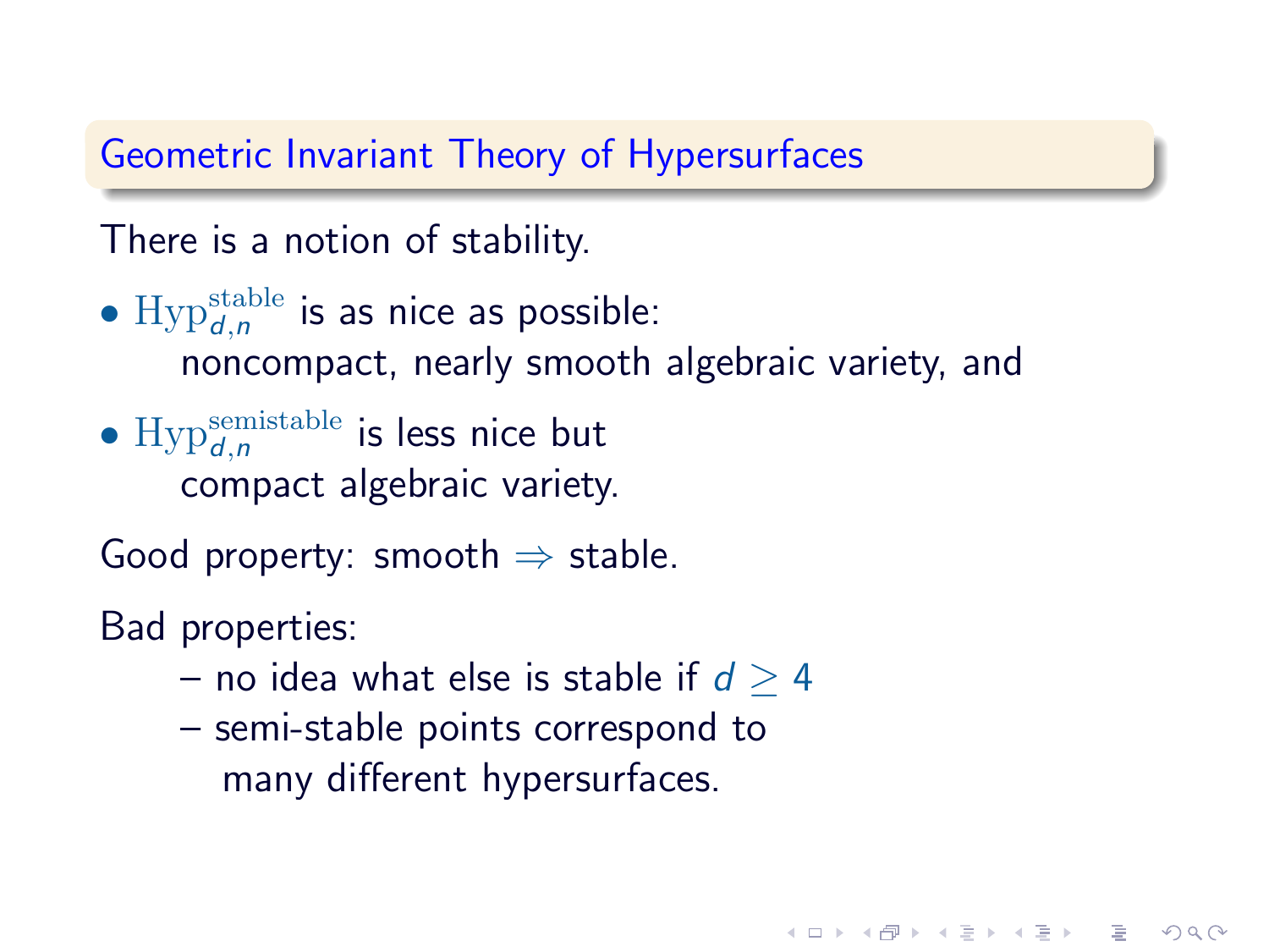## Geometric Invariant Theory of Hypersurfaces

There is a notion of stability.

- $\mathrm{Hyp}_{d,n}^{\mathrm{stable}}$ is as nice as possible:
  noncompact, nearly smooth algebraic variety, and
- $\mathrm{Hyp}_{d,n}^{\mathrm{semistable}}$ is less nice but
  compact algebraic variety.

Good property: smooth $\Rightarrow$ stable.

Bad properties:

- – no idea what else is stable if $d \geq 4$
- – semi-stable points correspond to
  many different hypersurfaces.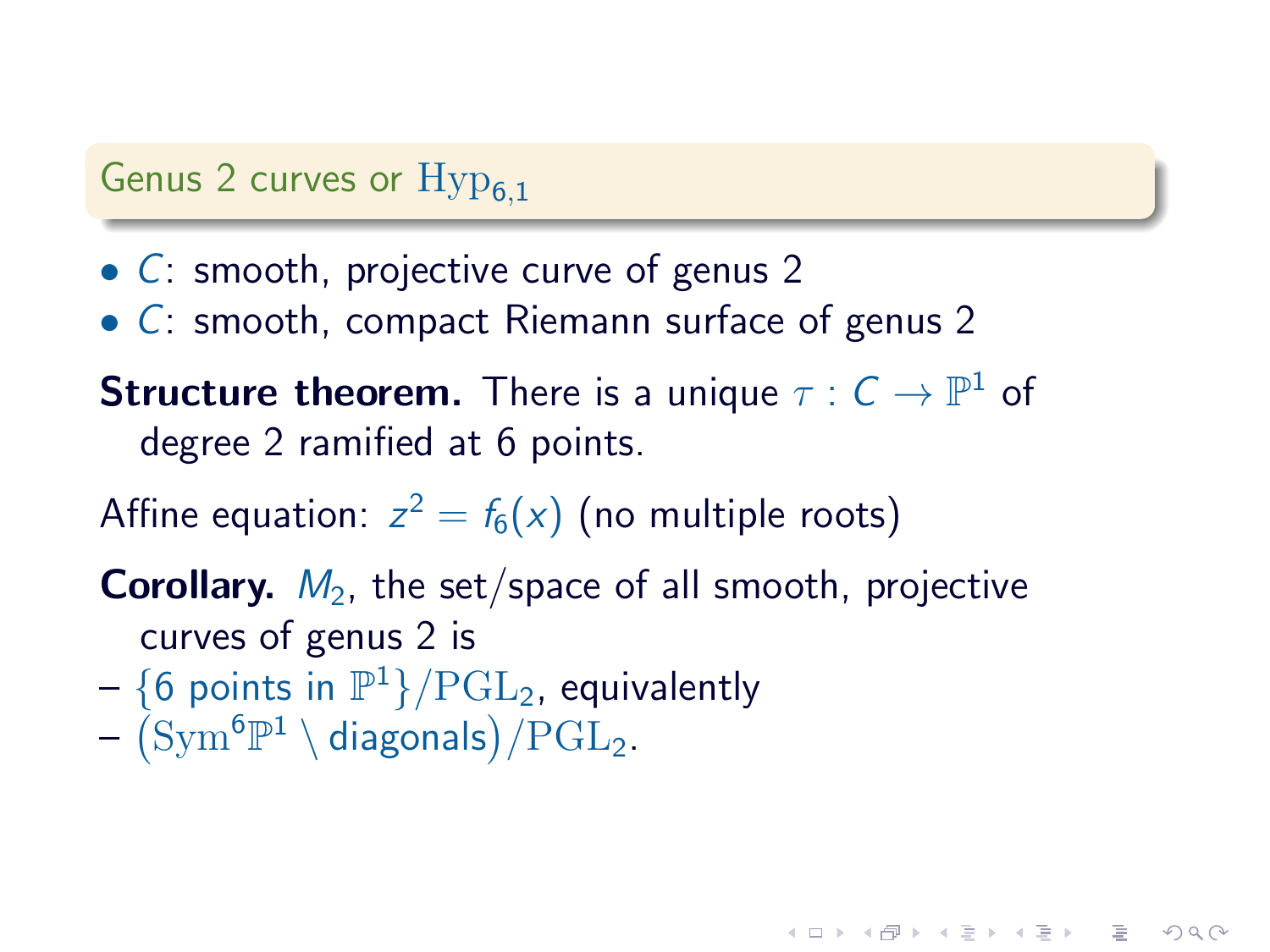## Genus 2 curves or $\mathrm{Hyp}_{6,1}$

- $C$: smooth, projective curve of genus 2
- $C$: smooth, compact Riemann surface of genus 2

**Structure theorem.** There is a unique $\tau : C \to \mathbb{P}^1$ of degree 2 ramified at 6 points.

Affine equation: $z^2 = f_6(x)$ (no multiple roots)

**Corollary.** $M_2$, the set/space of all smooth, projective curves of genus 2 is

– $\{6 \text{ points in } \mathbb{P}^1\}/\mathrm{PGL}_2$, equivalently

– $\left(\mathrm{Sym}^6\mathbb{P}^1 \setminus \text{diagonals}\right)/\mathrm{PGL}_2$.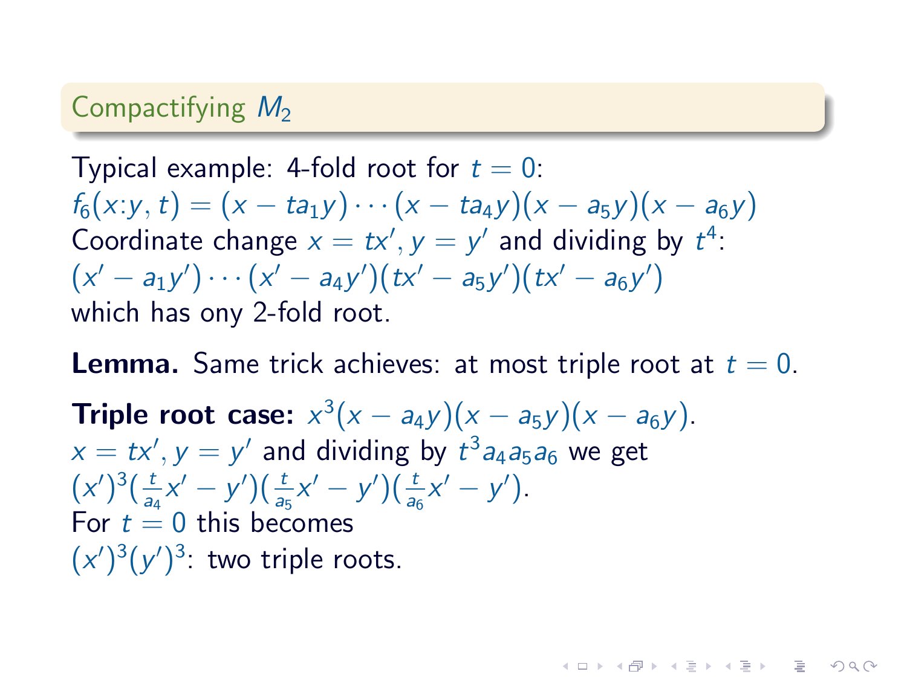## Compactifying $M_2$

Typical example: 4-fold root for $t = 0$:
$f_6(x{:}y, t) = (x - ta_1 y) \cdots (x - ta_4 y)(x - a_5 y)(x - a_6 y)$
Coordinate change $x = tx', y = y'$ and dividing by $t^4$:
$(x' - a_1 y') \cdots (x' - a_4 y')(tx' - a_5 y')(tx' - a_6 y')$
which has ony 2-fold root.

**Lemma.** Same trick achieves: at most triple root at $t = 0$.

**Triple root case:** $x^3(x - a_4 y)(x - a_5 y)(x - a_6 y)$.
$x = tx', y = y'$ and dividing by $t^3 a_4 a_5 a_6$ we get
$(x')^3(\frac{t}{a_4}x' - y')(\frac{t}{a_5}x' - y')(\frac{t}{a_6}x' - y')$.
For $t = 0$ this becomes
$(x')^3(y')^3$: two triple roots.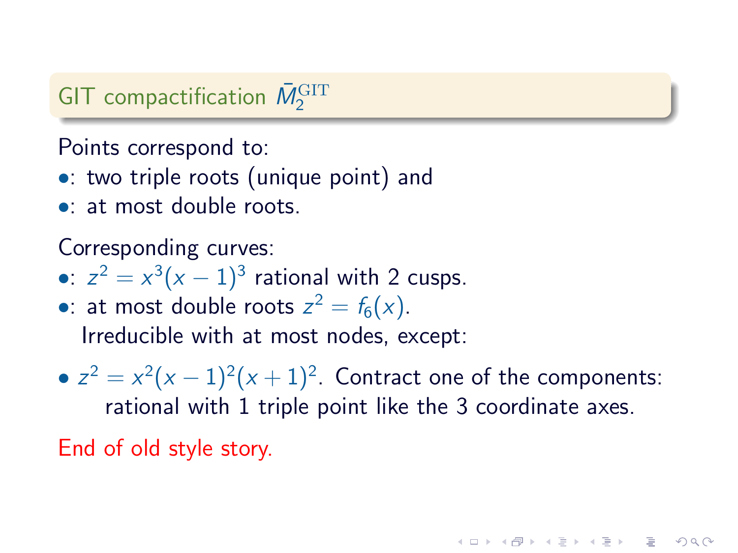## GIT compactification $\bar{M}_2^{\mathrm{GIT}}$

Points correspond to:

- : two triple roots (unique point) and
- : at most double roots.

Corresponding curves:

- : $z^2 = x^3(x-1)^3$ rational with 2 cusps.
- : at most double roots $z^2 = f_6(x)$.
  Irreducible with at most nodes, except:

- $z^2 = x^2(x-1)^2(x+1)^2$. Contract one of the components: rational with 1 triple point like the 3 coordinate axes.

End of old style story.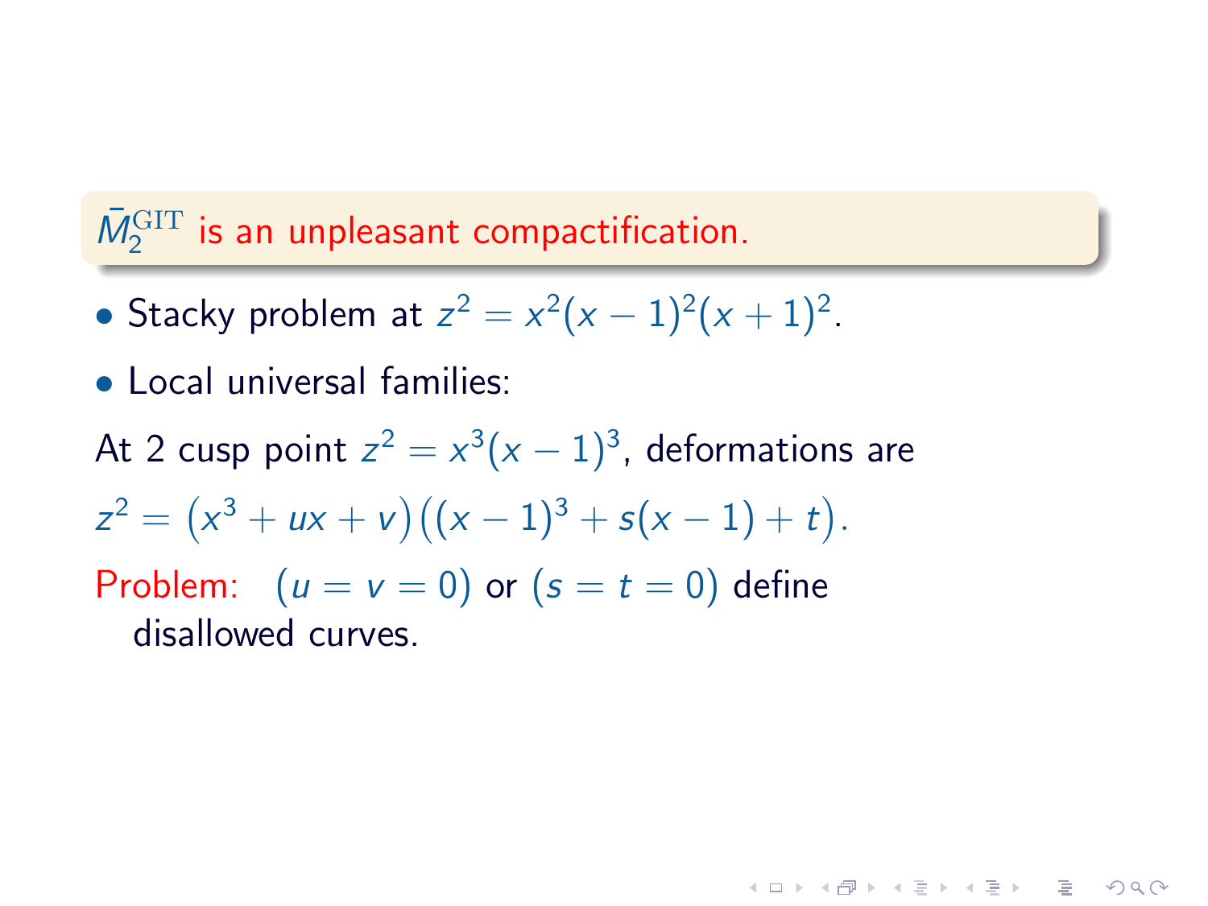## $\bar{M}_2^{\mathrm{GIT}}$ is an unpleasant compactification.

- Stacky problem at $z^2 = x^2(x-1)^2(x+1)^2$.
- Local universal families:

At 2 cusp point $z^2 = x^3(x-1)^3$, deformations are

$z^2 = \left(x^3 + ux + v\right)\left((x-1)^3 + s(x-1) + t\right)$.

Problem: $(u = v = 0)$ or $(s = t = 0)$ define disallowed curves.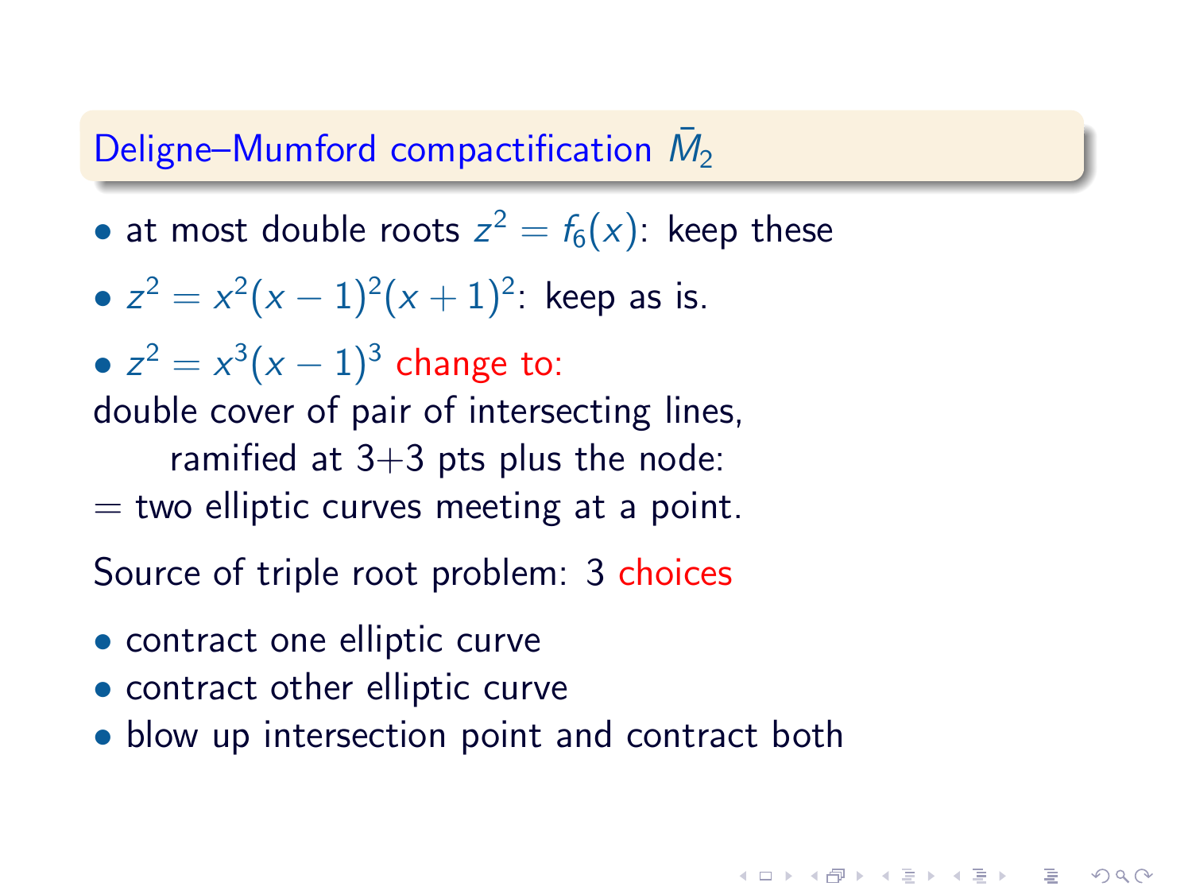## Deligne–Mumford compactification $\bar{M}_2$

- at most double roots $z^2 = f_6(x)$: keep these
- $z^2 = x^2(x-1)^2(x+1)^2$: keep as is.
- $z^2 = x^3(x-1)^3$ change to:

double cover of pair of intersecting lines,
ramified at 3+3 pts plus the node:
= two elliptic curves meeting at a point.

Source of triple root problem: 3 choices

- contract one elliptic curve
- contract other elliptic curve
- blow up intersection point and contract both